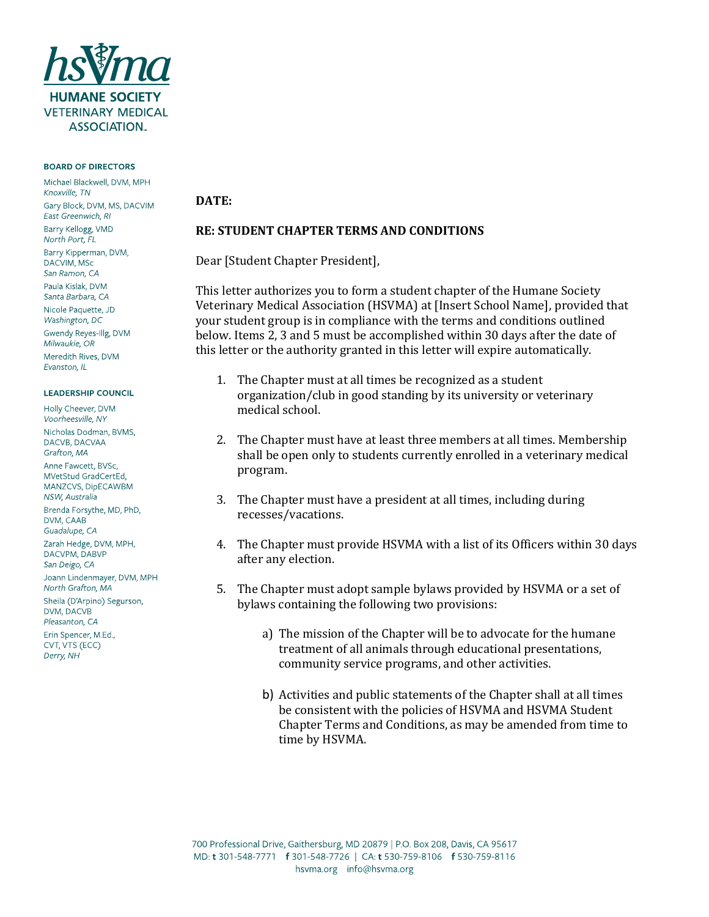**HUMANE SOCIETY VETERINARY MEDICAL ASSOCIATION**

**BOARD OF DIRECTORS**

Michael Blackwell, DVM, MPH
*Knoxville, TN*

Gary Block, DVM, MS, DACVIM
*East Greenwich, RI*

Barry Kellogg, VMD
*North Port, FL*

Barry Kipperman, DVM, DACVIM, MSc
*San Ramon, CA*

Paula Kislak, DVM
*Santa Barbara, CA*

Nicole Paquette, JD
*Washington, DC*

Gwendy Reyes-Illg, DVM
*Milwaukie, OR*

Meredith Rives, DVM
*Evanston, IL*

**LEADERSHIP COUNCIL**

Holly Cheever, DVM
*Voorheesville, NY*

Nicholas Dodman, BVMS, DACVB, DACVAA
*Grafton, MA*

Anne Fawcett, BVSc, MVetStud GradCertEd, MANZCVS, DipECAWBM
*NSW, Australia*

Brenda Forsythe, MD, PhD, DVM, CAAB
*Guadalupe, CA*

Zarah Hedge, DVM, MPH, DACVPM, DABVP
*San Deigo, CA*

Joann Lindenmayer, DVM, MPH
*North Grafton, MA*

Sheila (D'Arpino) Segurson, DVM, DACVB
*Pleasanton, CA*

Erin Spencer, M.Ed., CVT, VTS (ECC)
*Derry, NH*

**DATE:**

**RE: STUDENT CHAPTER TERMS AND CONDITIONS**

Dear [Student Chapter President],

This letter authorizes you to form a student chapter of the Humane Society Veterinary Medical Association (HSVMA) at [Insert School Name], provided that your student group is in compliance with the terms and conditions outlined below. Items 2, 3 and 5 must be accomplished within 30 days after the date of this letter or the authority granted in this letter will expire automatically.

1. The Chapter must at all times be recognized as a student organization/club in good standing by its university or veterinary medical school.

2. The Chapter must have at least three members at all times. Membership shall be open only to students currently enrolled in a veterinary medical program.

3. The Chapter must have a president at all times, including during recesses/vacations.

4. The Chapter must provide HSVMA with a list of its Officers within 30 days after any election.

5. The Chapter must adopt sample bylaws provided by HSVMA or a set of bylaws containing the following two provisions:

    a) The mission of the Chapter will be to advocate for the humane treatment of all animals through educational presentations, community service programs, and other activities.

    b) Activities and public statements of the Chapter shall at all times be consistent with the policies of HSVMA and HSVMA Student Chapter Terms and Conditions, as may be amended from time to time by HSVMA.

700 Professional Drive, Gaithersburg, MD 20879 | P.O. Box 208, Davis, CA 95617
MD: t 301-548-7771 f 301-548-7726 | CA: t 530-759-8106 f 530-759-8116
hsvma.org info@hsvma.org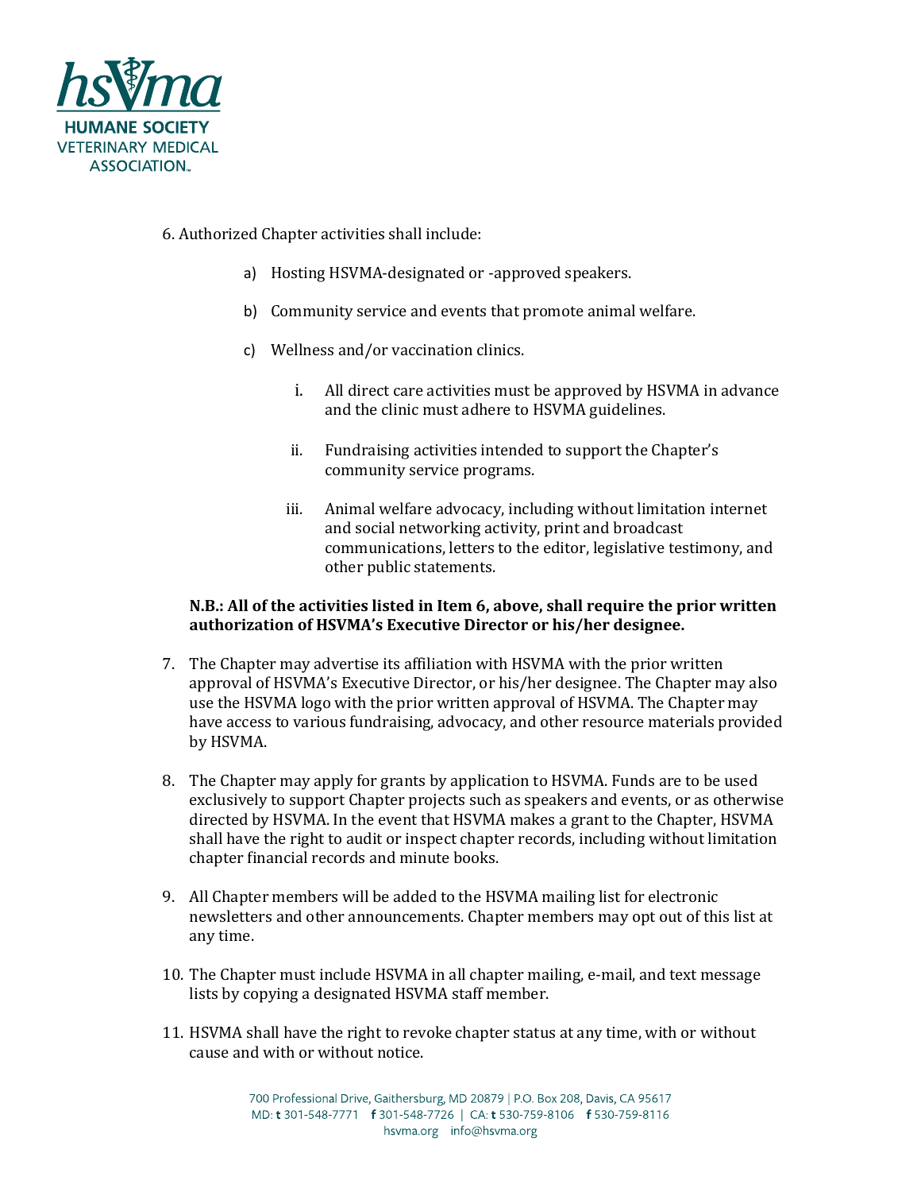6. Authorized Chapter activities shall include:

   a) Hosting HSVMA-designated or -approved speakers.

   b) Community service and events that promote animal welfare.

   c) Wellness and/or vaccination clinics.

      i. All direct care activities must be approved by HSVMA in advance and the clinic must adhere to HSVMA guidelines.

      ii. Fundraising activities intended to support the Chapter's community service programs.

      iii. Animal welfare advocacy, including without limitation internet and social networking activity, print and broadcast communications, letters to the editor, legislative testimony, and other public statements.

**N.B.: All of the activities listed in Item 6, above, shall require the prior written authorization of HSVMA's Executive Director or his/her designee.**

7. The Chapter may advertise its affiliation with HSVMA with the prior written approval of HSVMA's Executive Director, or his/her designee. The Chapter may also use the HSVMA logo with the prior written approval of HSVMA. The Chapter may have access to various fundraising, advocacy, and other resource materials provided by HSVMA.

8. The Chapter may apply for grants by application to HSVMA. Funds are to be used exclusively to support Chapter projects such as speakers and events, or as otherwise directed by HSVMA. In the event that HSVMA makes a grant to the Chapter, HSVMA shall have the right to audit or inspect chapter records, including without limitation chapter financial records and minute books.

9. All Chapter members will be added to the HSVMA mailing list for electronic newsletters and other announcements. Chapter members may opt out of this list at any time.

10. The Chapter must include HSVMA in all chapter mailing, e-mail, and text message lists by copying a designated HSVMA staff member.

11. HSVMA shall have the right to revoke chapter status at any time, with or without cause and with or without notice.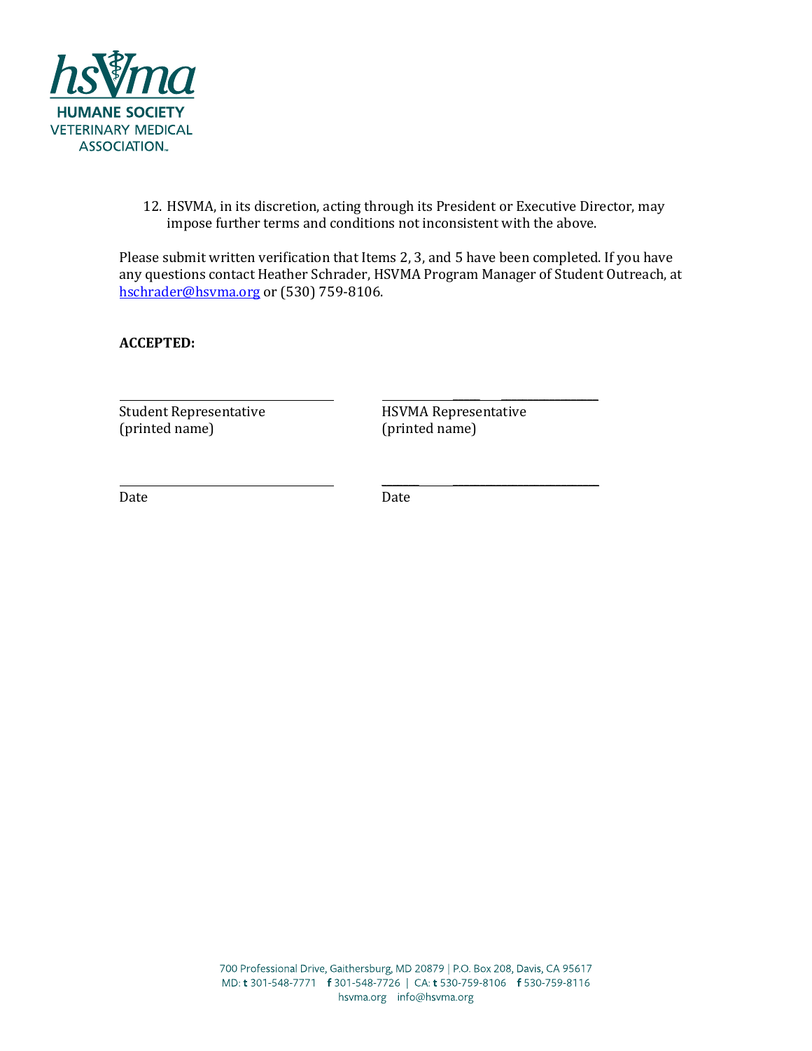12. HSVMA, in its discretion, acting through its President or Executive Director, may impose further terms and conditions not inconsistent with the above.

Please submit written verification that Items 2, 3, and 5 have been completed. If you have any questions contact Heather Schrader, HSVMA Program Manager of Student Outreach, at hschrader@hsvma.org or (530) 759-8106.

**ACCEPTED:**

| | |
|---|---|
| ______________________________ | ______________________________ |
| Student Representative (printed name) | HSVMA Representative (printed name) |
| ______________________________ | ______________________________ |
| Date | Date |